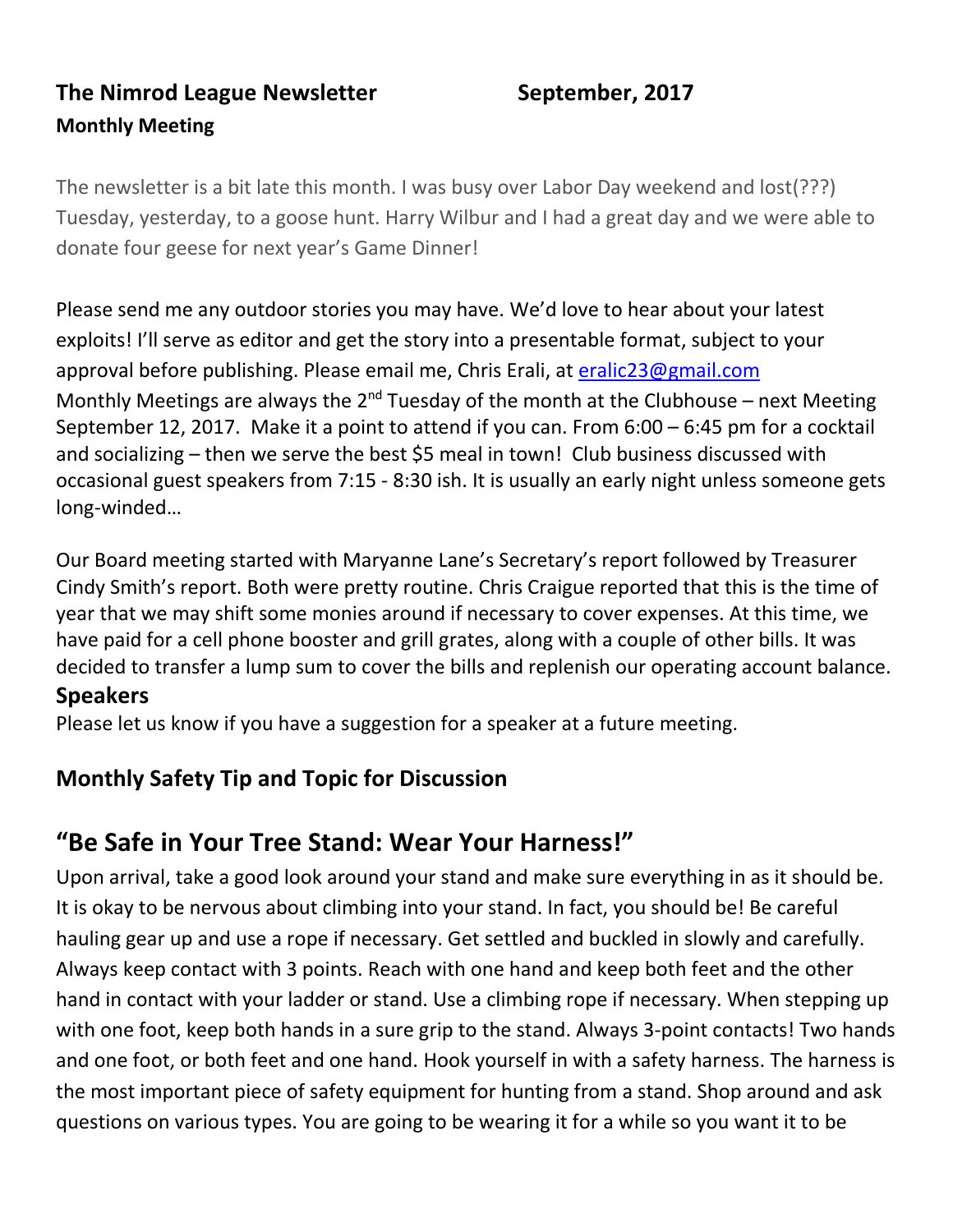**The Nimrod League Newsletter September, 2017**

**Monthly Meeting**

The newsletter is a bit late this month. I was busy over Labor Day weekend and lost(???) Tuesday, yesterday, to a goose hunt. Harry Wilbur and I had a great day and we were able to donate four geese for next year's Game Dinner!

Please send me any outdoor stories you may have. We'd love to hear about your latest exploits! I'll serve as editor and get the story into a presentable format, subject to your approval before publishing. Please email me, Chris Erali, at eralic23@gmail.com

Monthly Meetings are always the 2nd Tuesday of the month at the Clubhouse – next Meeting September 12, 2017. Make it a point to attend if you can. From 6:00 – 6:45 pm for a cocktail and socializing – then we serve the best $5 meal in town! Club business discussed with occasional guest speakers from 7:15 - 8:30 ish. It is usually an early night unless someone gets long-winded…

Our Board meeting started with Maryanne Lane's Secretary's report followed by Treasurer Cindy Smith's report. Both were pretty routine. Chris Craigue reported that this is the time of year that we may shift some monies around if necessary to cover expenses. At this time, we have paid for a cell phone booster and grill grates, along with a couple of other bills. It was decided to transfer a lump sum to cover the bills and replenish our operating account balance.

**Speakers**

Please let us know if you have a suggestion for a speaker at a future meeting.

## Monthly Safety Tip and Topic for Discussion

## "Be Safe in Your Tree Stand: Wear Your Harness!"

Upon arrival, take a good look around your stand and make sure everything in as it should be. It is okay to be nervous about climbing into your stand. In fact, you should be! Be careful hauling gear up and use a rope if necessary. Get settled and buckled in slowly and carefully. Always keep contact with 3 points. Reach with one hand and keep both feet and the other hand in contact with your ladder or stand. Use a climbing rope if necessary. When stepping up with one foot, keep both hands in a sure grip to the stand. Always 3-point contacts! Two hands and one foot, or both feet and one hand. Hook yourself in with a safety harness. The harness is the most important piece of safety equipment for hunting from a stand. Shop around and ask questions on various types. You are going to be wearing it for a while so you want it to be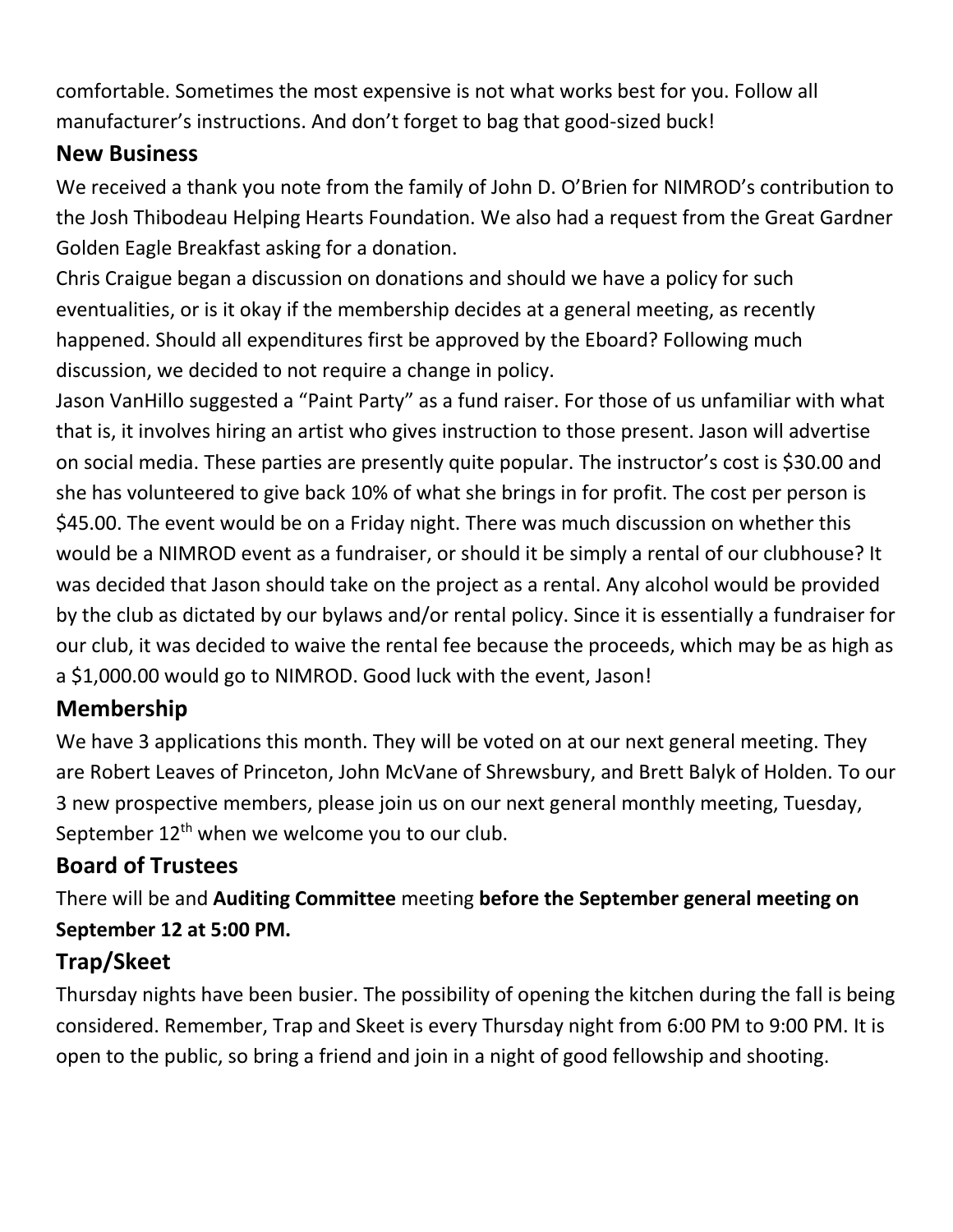comfortable. Sometimes the most expensive is not what works best for you. Follow all manufacturer's instructions. And don't forget to bag that good-sized buck!

## New Business

We received a thank you note from the family of John D. O'Brien for NIMROD's contribution to the Josh Thibodeau Helping Hearts Foundation. We also had a request from the Great Gardner Golden Eagle Breakfast asking for a donation.

Chris Craigue began a discussion on donations and should we have a policy for such eventualities, or is it okay if the membership decides at a general meeting, as recently happened. Should all expenditures first be approved by the Eboard? Following much discussion, we decided to not require a change in policy.

Jason VanHillo suggested a "Paint Party" as a fund raiser. For those of us unfamiliar with what that is, it involves hiring an artist who gives instruction to those present. Jason will advertise on social media. These parties are presently quite popular. The instructor's cost is $30.00 and she has volunteered to give back 10% of what she brings in for profit. The cost per person is $45.00. The event would be on a Friday night. There was much discussion on whether this would be a NIMROD event as a fundraiser, or should it be simply a rental of our clubhouse? It was decided that Jason should take on the project as a rental. Any alcohol would be provided by the club as dictated by our bylaws and/or rental policy. Since it is essentially a fundraiser for our club, it was decided to waive the rental fee because the proceeds, which may be as high as a $1,000.00 would go to NIMROD. Good luck with the event, Jason!

## Membership

We have 3 applications this month. They will be voted on at our next general meeting. They are Robert Leaves of Princeton, John McVane of Shrewsbury, and Brett Balyk of Holden. To our 3 new prospective members, please join us on our next general monthly meeting, Tuesday, September 12th when we welcome you to our club.

## Board of Trustees

There will be and **Auditing Committee** meeting **before the September general meeting on September 12 at 5:00 PM.**

## Trap/Skeet

Thursday nights have been busier. The possibility of opening the kitchen during the fall is being considered. Remember, Trap and Skeet is every Thursday night from 6:00 PM to 9:00 PM. It is open to the public, so bring a friend and join in a night of good fellowship and shooting.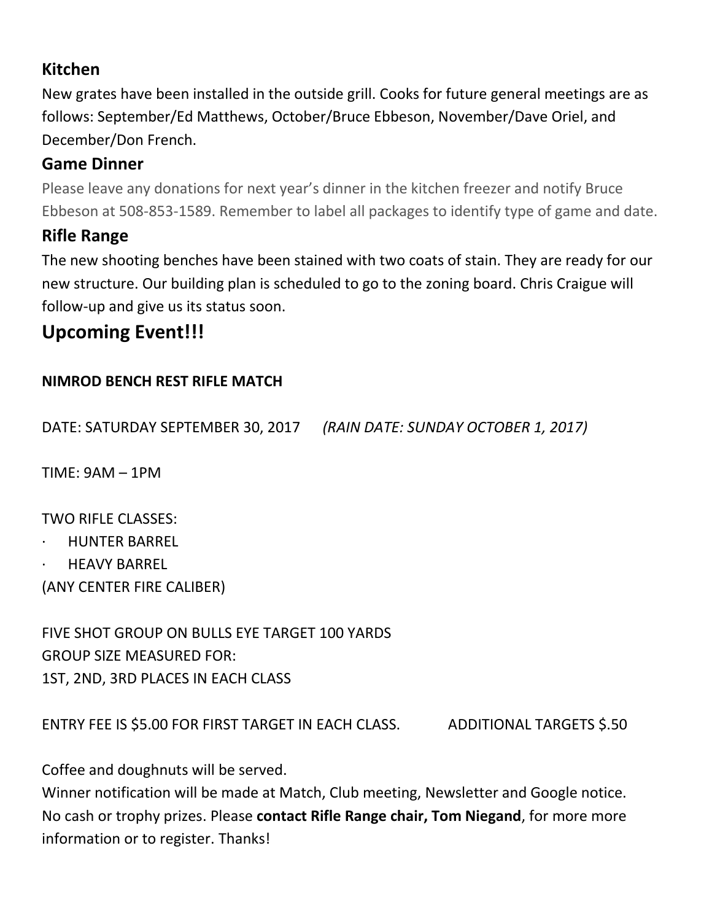## Kitchen

New grates have been installed in the outside grill. Cooks for future general meetings are as follows: September/Ed Matthews, October/Bruce Ebbeson, November/Dave Oriel, and December/Don French.

## Game Dinner

Please leave any donations for next year's dinner in the kitchen freezer and notify Bruce Ebbeson at 508-853-1589. Remember to label all packages to identify type of game and date.

## Rifle Range

The new shooting benches have been stained with two coats of stain. They are ready for our new structure. Our building plan is scheduled to go to the zoning board. Chris Craigue will follow-up and give us its status soon.

# Upcoming Event!!!

**NIMROD BENCH REST RIFLE MATCH**

DATE: SATURDAY SEPTEMBER 30, 2017 *(RAIN DATE: SUNDAY OCTOBER 1, 2017)*

TIME: 9AM – 1PM

TWO RIFLE CLASSES:

- HUNTER BARREL
- HEAVY BARREL

(ANY CENTER FIRE CALIBER)

FIVE SHOT GROUP ON BULLS EYE TARGET 100 YARDS
GROUP SIZE MEASURED FOR:
1ST, 2ND, 3RD PLACES IN EACH CLASS

ENTRY FEE IS $5.00 FOR FIRST TARGET IN EACH CLASS. ADDITIONAL TARGETS $.50

Coffee and doughnuts will be served.
Winner notification will be made at Match, Club meeting, Newsletter and Google notice.
No cash or trophy prizes. Please **contact Rifle Range chair, Tom Niegand**, for more more information or to register. Thanks!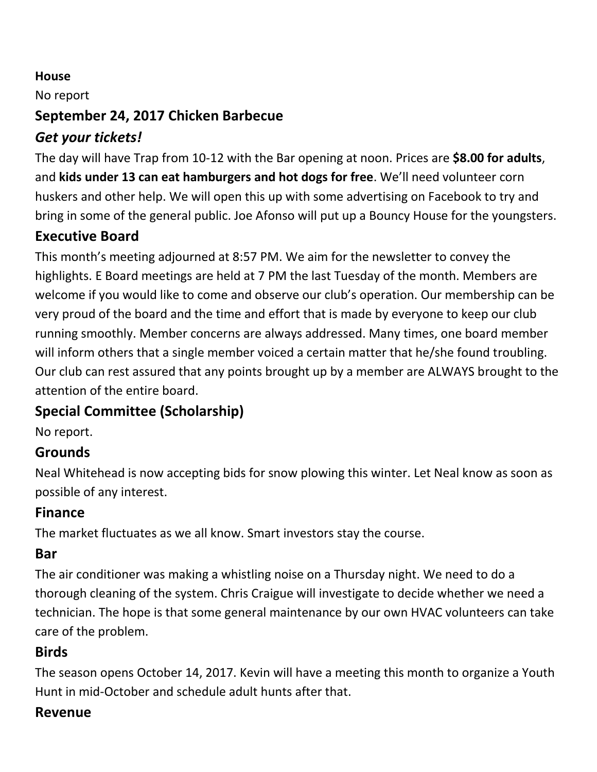**House**

No report

## September 24, 2017 Chicken Barbecue

### *Get your tickets!*

The day will have Trap from 10-12 with the Bar opening at noon. Prices are **$8.00 for adults**, and **kids under 13 can eat hamburgers and hot dogs for free**. We'll need volunteer corn huskers and other help. We will open this up with some advertising on Facebook to try and bring in some of the general public. Joe Afonso will put up a Bouncy House for the youngsters.

## Executive Board

This month's meeting adjourned at 8:57 PM. We aim for the newsletter to convey the highlights. E Board meetings are held at 7 PM the last Tuesday of the month. Members are welcome if you would like to come and observe our club's operation. Our membership can be very proud of the board and the time and effort that is made by everyone to keep our club running smoothly. Member concerns are always addressed. Many times, one board member will inform others that a single member voiced a certain matter that he/she found troubling. Our club can rest assured that any points brought up by a member are ALWAYS brought to the attention of the entire board.

## Special Committee (Scholarship)

No report.

## Grounds

Neal Whitehead is now accepting bids for snow plowing this winter. Let Neal know as soon as possible of any interest.

## Finance

The market fluctuates as we all know. Smart investors stay the course.

## Bar

The air conditioner was making a whistling noise on a Thursday night. We need to do a thorough cleaning of the system. Chris Craigue will investigate to decide whether we need a technician. The hope is that some general maintenance by our own HVAC volunteers can take care of the problem.

## Birds

The season opens October 14, 2017. Kevin will have a meeting this month to organize a Youth Hunt in mid-October and schedule adult hunts after that.

## Revenue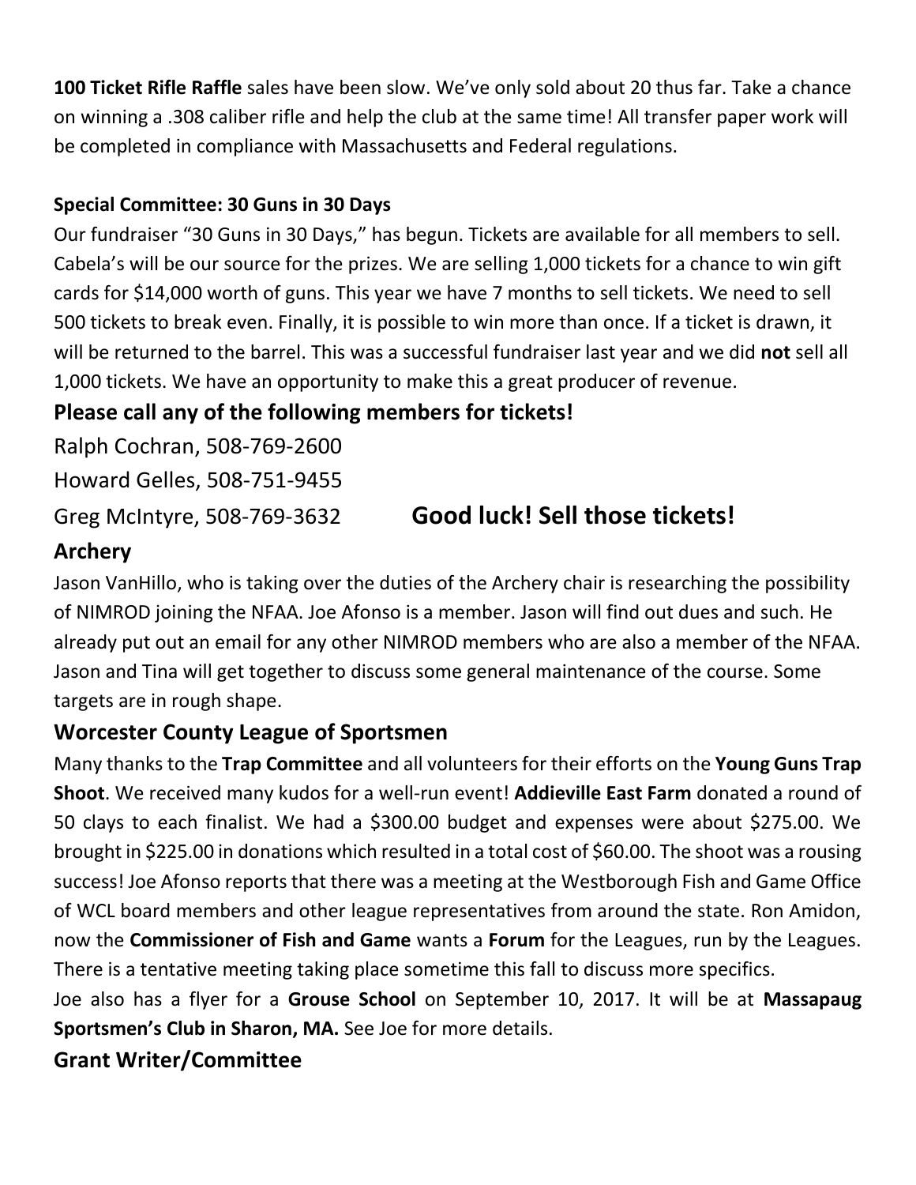**100 Ticket Rifle Raffle** sales have been slow. We've only sold about 20 thus far. Take a chance on winning a .308 caliber rifle and help the club at the same time! All transfer paper work will be completed in compliance with Massachusetts and Federal regulations.

**Special Committee: 30 Guns in 30 Days**

Our fundraiser "30 Guns in 30 Days," has begun. Tickets are available for all members to sell. Cabela's will be our source for the prizes. We are selling 1,000 tickets for a chance to win gift cards for $14,000 worth of guns. This year we have 7 months to sell tickets. We need to sell 500 tickets to break even. Finally, it is possible to win more than once. If a ticket is drawn, it will be returned to the barrel. This was a successful fundraiser last year and we did **not** sell all 1,000 tickets. We have an opportunity to make this a great producer of revenue.

**Please call any of the following members for tickets!**

Ralph Cochran, 508-769-2600

Howard Gelles, 508-751-9455

Greg McIntyre, 508-769-3632

**Good luck! Sell those tickets!**

## Archery

Jason VanHillo, who is taking over the duties of the Archery chair is researching the possibility of NIMROD joining the NFAA. Joe Afonso is a member. Jason will find out dues and such. He already put out an email for any other NIMROD members who are also a member of the NFAA. Jason and Tina will get together to discuss some general maintenance of the course. Some targets are in rough shape.

## Worcester County League of Sportsmen

Many thanks to the **Trap Committee** and all volunteers for their efforts on the **Young Guns Trap Shoot**. We received many kudos for a well-run event! **Addieville East Farm** donated a round of 50 clays to each finalist. We had a $300.00 budget and expenses were about $275.00. We brought in $225.00 in donations which resulted in a total cost of $60.00. The shoot was a rousing success! Joe Afonso reports that there was a meeting at the Westborough Fish and Game Office of WCL board members and other league representatives from around the state. Ron Amidon, now the **Commissioner of Fish and Game** wants a **Forum** for the Leagues, run by the Leagues. There is a tentative meeting taking place sometime this fall to discuss more specifics.

Joe also has a flyer for a **Grouse School** on September 10, 2017. It will be at **Massapaug Sportsmen's Club in Sharon, MA.** See Joe for more details.

## Grant Writer/Committee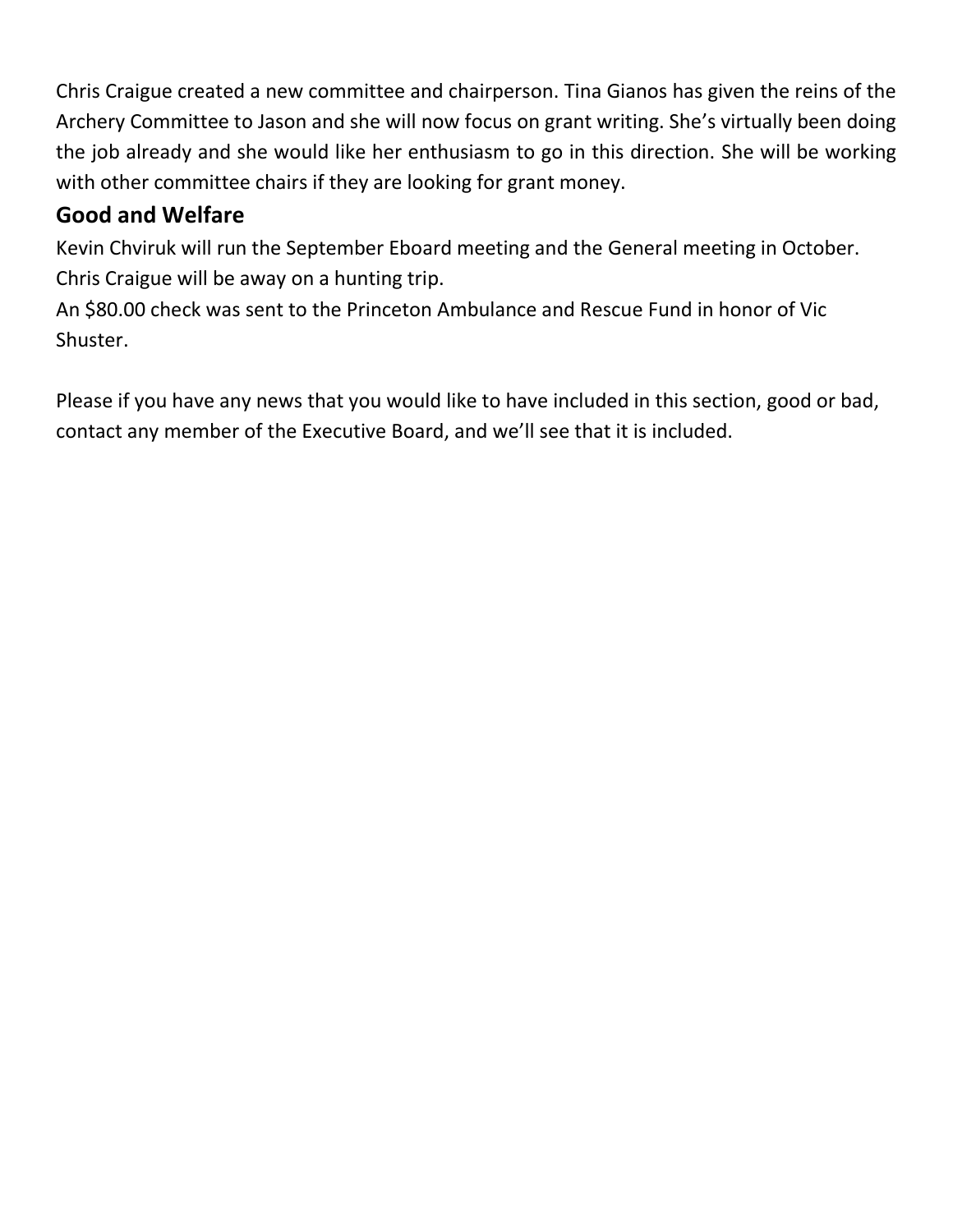Chris Craigue created a new committee and chairperson. Tina Gianos has given the reins of the Archery Committee to Jason and she will now focus on grant writing. She's virtually been doing the job already and she would like her enthusiasm to go in this direction. She will be working with other committee chairs if they are looking for grant money.

## Good and Welfare

Kevin Chviruk will run the September Eboard meeting and the General meeting in October. Chris Craigue will be away on a hunting trip.
An $80.00 check was sent to the Princeton Ambulance and Rescue Fund in honor of Vic Shuster.

Please if you have any news that you would like to have included in this section, good or bad, contact any member of the Executive Board, and we'll see that it is included.